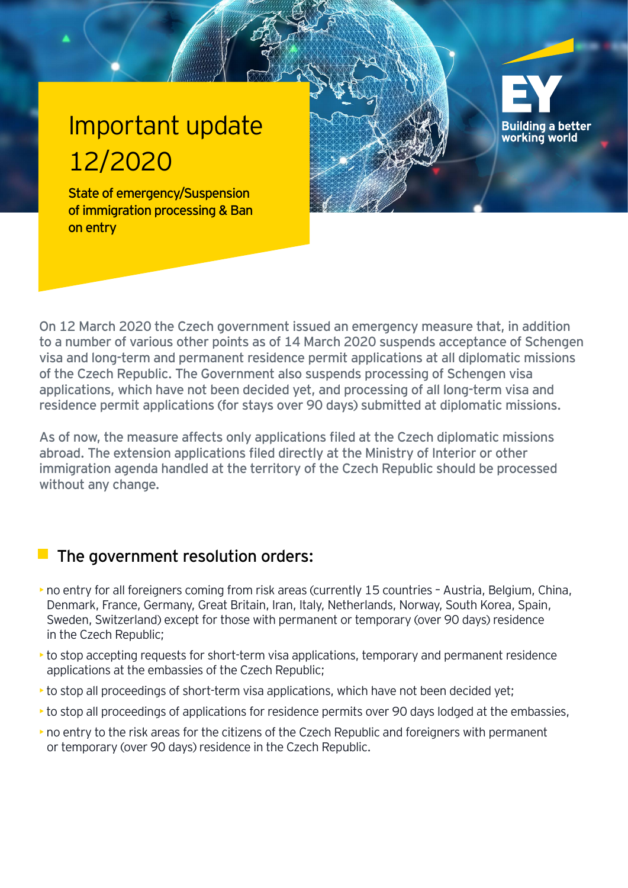# Important update 12/2020

**State of emergency/Suspension of immigration processing & Ban on entry**

On 12 March 2020 the Czech government issued an emergency measure that, in addition to a number of various other points as of 14 March 2020 suspends acceptance of Schengen visa and long-term and permanent residence permit applications at all diplomatic missions of the Czech Republic. The Government also suspends processing of Schengen visa applications, which have not been decided yet, and processing of all long-term visa and residence permit applications (for stays over 90 days) submitted at diplomatic missions.

As of now, the measure affects only applications filed at the Czech diplomatic missions abroad. The extension applications filed directly at the Ministry of Interior or other immigration agenda handled at the territory of the Czech Republic should be processed without any change.

## The government resolution orders:

- no entry for all foreigners coming from risk areas (currently 15 countries – Austria, Belgium, China, Denmark, France, Germany, Great Britain, Iran, Italy, Netherlands, Norway, South Korea, Spain, Sweden, Switzerland) except for those with permanent or temporary (over 90 days) residence in the Czech Republic;
- to stop accepting requests for short-term visa applications, temporary and permanent residence applications at the embassies of the Czech Republic;
- to stop all proceedings of short-term visa applications, which have not been decided yet;
- to stop all proceedings of applications for residence permits over 90 days lodged at the embassies,
- no entry to the risk areas for the citizens of the Czech Republic and foreigners with permanent or temporary (over 90 days) residence in the Czech Republic.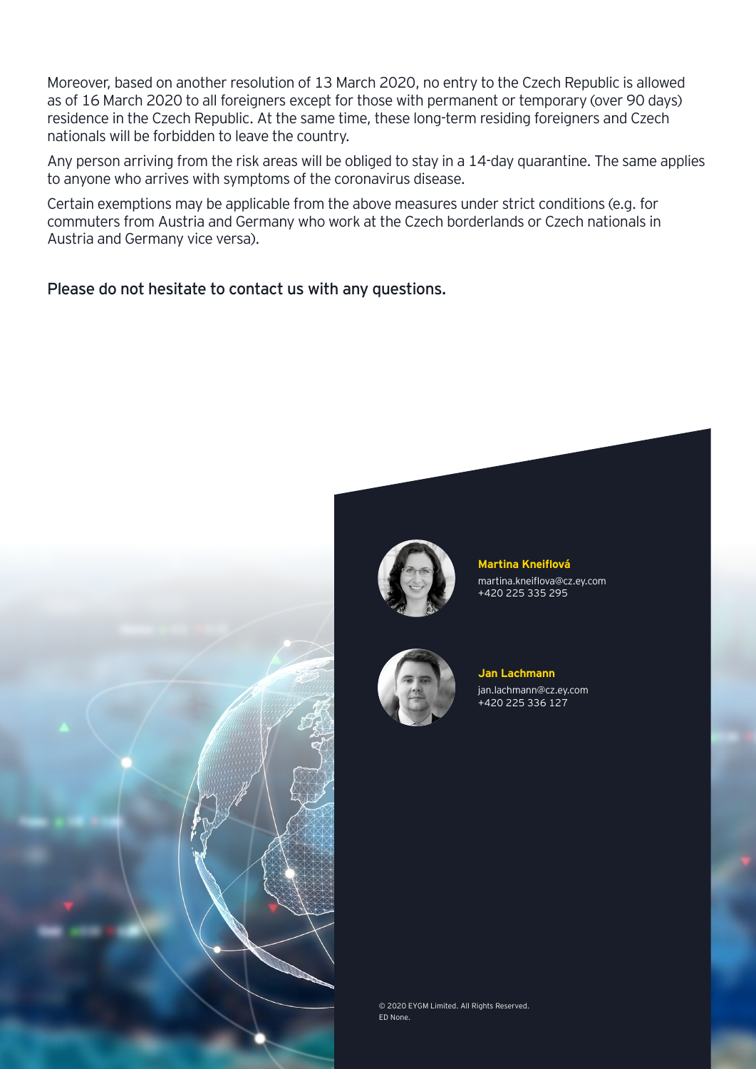Moreover, based on another resolution of 13 March 2020, no entry to the Czech Republic is allowed as of 16 March 2020 to all foreigners except for those with permanent or temporary (over 90 days) residence in the Czech Republic. At the same time, these long-term residing foreigners and Czech nationals will be forbidden to leave the country.

Any person arriving from the risk areas will be obliged to stay in a 14-day quarantine. The same applies to anyone who arrives with symptoms of the coronavirus disease.

Certain exemptions may be applicable from the above measures under strict conditions (e.g. for commuters from Austria and Germany who work at the Czech borderlands or Czech nationals in Austria and Germany vice versa).

Please do not hesitate to contact us with any questions.

**Martina Kneiflová**
martina.kneiflova@cz.ey.com
+420 225 335 295

**Jan Lachmann**
jan.lachmann@cz.ey.com
+420 225 336 127

© 2020 EYGM Limited. All Rights Reserved.
ED None.